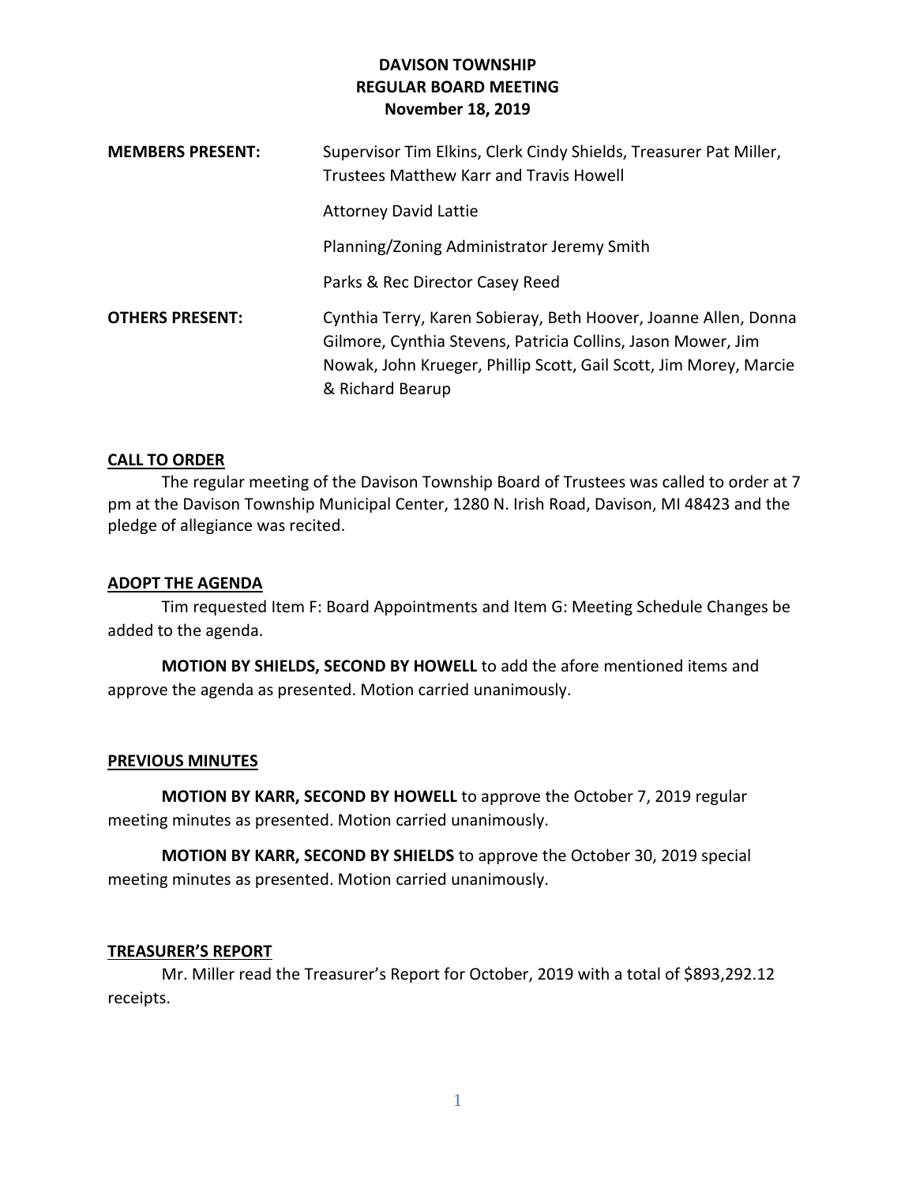# DAVISON TOWNSHIP
## REGULAR BOARD MEETING
### November 18, 2019

| | |
|---|---|
| **MEMBERS PRESENT:** | Supervisor Tim Elkins, Clerk Cindy Shields, Treasurer Pat Miller, Trustees Matthew Karr and Travis Howell |
| | Attorney David Lattie |
| | Planning/Zoning Administrator Jeremy Smith |
| | Parks & Rec Director Casey Reed |
| **OTHERS PRESENT:** | Cynthia Terry, Karen Sobieray, Beth Hoover, Joanne Allen, Donna Gilmore, Cynthia Stevens, Patricia Collins, Jason Mower, Jim Nowak, John Krueger, Phillip Scott, Gail Scott, Jim Morey, Marcie & Richard Bearup |

**CALL TO ORDER**

The regular meeting of the Davison Township Board of Trustees was called to order at 7 pm at the Davison Township Municipal Center, 1280 N. Irish Road, Davison, MI 48423 and the pledge of allegiance was recited.

**ADOPT THE AGENDA**

Tim requested Item F: Board Appointments and Item G: Meeting Schedule Changes be added to the agenda.

**MOTION BY SHIELDS, SECOND BY HOWELL** to add the afore mentioned items and approve the agenda as presented. Motion carried unanimously.

**PREVIOUS MINUTES**

**MOTION BY KARR, SECOND BY HOWELL** to approve the October 7, 2019 regular meeting minutes as presented. Motion carried unanimously.

**MOTION BY KARR, SECOND BY SHIELDS** to approve the October 30, 2019 special meeting minutes as presented. Motion carried unanimously.

**TREASURER'S REPORT**

Mr. Miller read the Treasurer's Report for October, 2019 with a total of $893,292.12 receipts.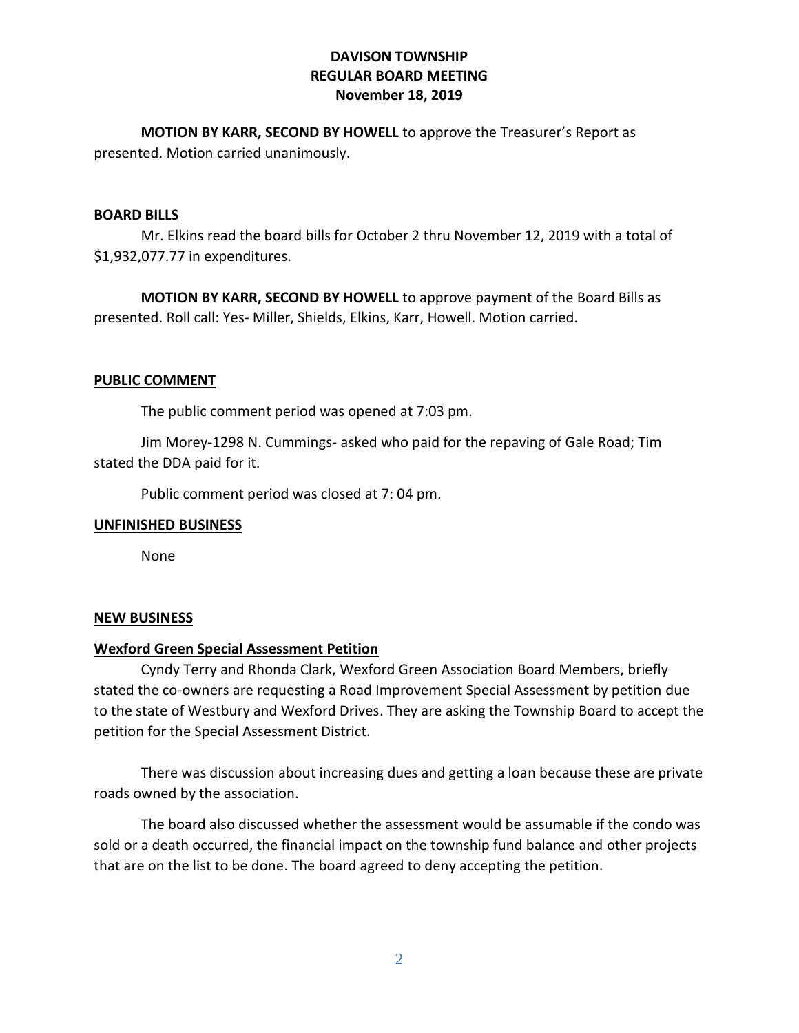**MOTION BY KARR, SECOND BY HOWELL** to approve the Treasurer's Report as presented. Motion carried unanimously.

## BOARD BILLS

Mr. Elkins read the board bills for October 2 thru November 12, 2019 with a total of $1,932,077.77 in expenditures.

**MOTION BY KARR, SECOND BY HOWELL** to approve payment of the Board Bills as presented. Roll call: Yes- Miller, Shields, Elkins, Karr, Howell. Motion carried.

## PUBLIC COMMENT

The public comment period was opened at 7:03 pm.

Jim Morey-1298 N. Cummings- asked who paid for the repaving of Gale Road; Tim stated the DDA paid for it.

Public comment period was closed at 7: 04 pm.

## UNFINISHED BUSINESS

None

## NEW BUSINESS

### Wexford Green Special Assessment Petition

Cyndy Terry and Rhonda Clark, Wexford Green Association Board Members, briefly stated the co-owners are requesting a Road Improvement Special Assessment by petition due to the state of Westbury and Wexford Drives. They are asking the Township Board to accept the petition for the Special Assessment District.

There was discussion about increasing dues and getting a loan because these are private roads owned by the association.

The board also discussed whether the assessment would be assumable if the condo was sold or a death occurred, the financial impact on the township fund balance and other projects that are on the list to be done. The board agreed to deny accepting the petition.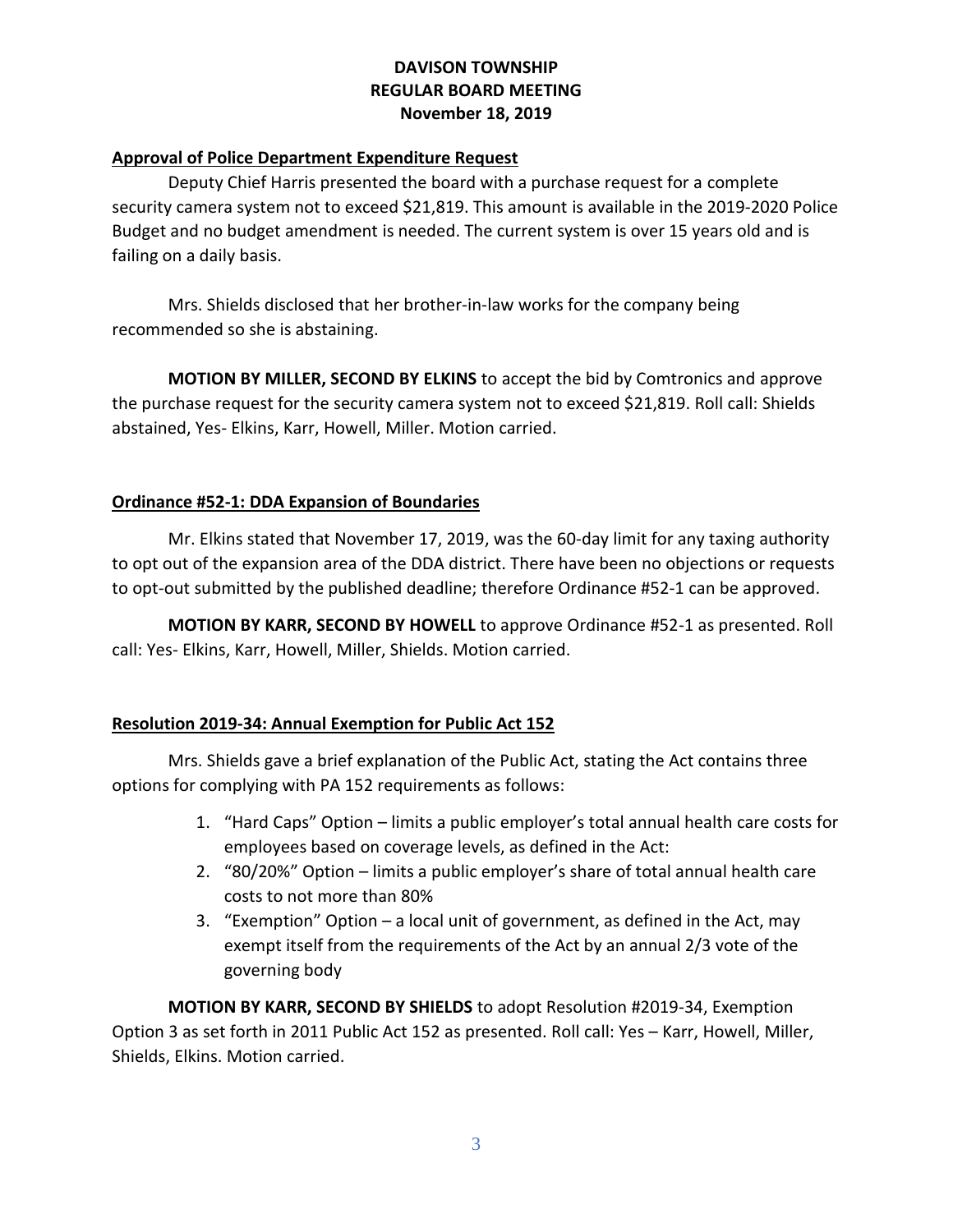**DAVISON TOWNSHIP**
**REGULAR BOARD MEETING**
**November 18, 2019**

**Approval of Police Department Expenditure Request**

Deputy Chief Harris presented the board with a purchase request for a complete security camera system not to exceed $21,819. This amount is available in the 2019-2020 Police Budget and no budget amendment is needed. The current system is over 15 years old and is failing on a daily basis.

Mrs. Shields disclosed that her brother-in-law works for the company being recommended so she is abstaining.

**MOTION BY MILLER, SECOND BY ELKINS** to accept the bid by Comtronics and approve the purchase request for the security camera system not to exceed $21,819. Roll call: Shields abstained, Yes- Elkins, Karr, Howell, Miller. Motion carried.

**Ordinance #52-1: DDA Expansion of Boundaries**

Mr. Elkins stated that November 17, 2019, was the 60-day limit for any taxing authority to opt out of the expansion area of the DDA district. There have been no objections or requests to opt-out submitted by the published deadline; therefore Ordinance #52-1 can be approved.

**MOTION BY KARR, SECOND BY HOWELL** to approve Ordinance #52-1 as presented. Roll call: Yes- Elkins, Karr, Howell, Miller, Shields. Motion carried.

**Resolution 2019-34: Annual Exemption for Public Act 152**

Mrs. Shields gave a brief explanation of the Public Act, stating the Act contains three options for complying with PA 152 requirements as follows:

1. "Hard Caps" Option – limits a public employer's total annual health care costs for employees based on coverage levels, as defined in the Act:
2. "80/20%" Option – limits a public employer's share of total annual health care costs to not more than 80%
3. "Exemption" Option – a local unit of government, as defined in the Act, may exempt itself from the requirements of the Act by an annual 2/3 vote of the governing body

**MOTION BY KARR, SECOND BY SHIELDS** to adopt Resolution #2019-34, Exemption Option 3 as set forth in 2011 Public Act 152 as presented. Roll call: Yes – Karr, Howell, Miller, Shields, Elkins. Motion carried.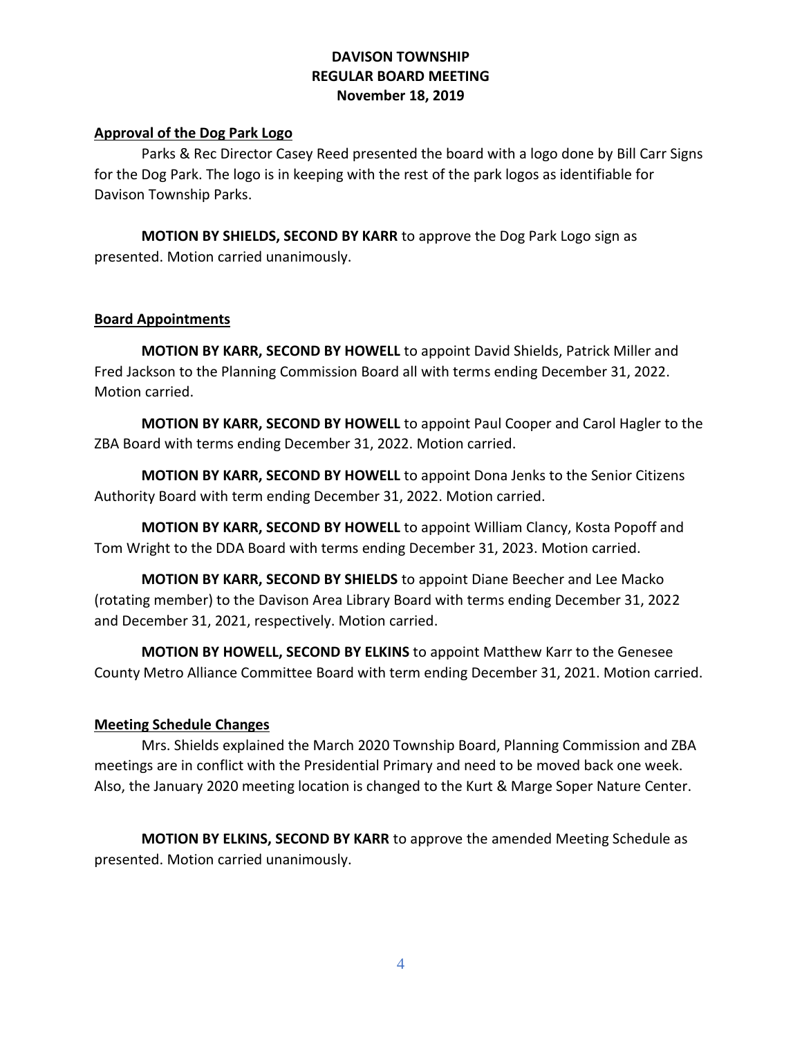# DAVISON TOWNSHIP
# REGULAR BOARD MEETING
# November 18, 2019

## Approval of the Dog Park Logo

Parks & Rec Director Casey Reed presented the board with a logo done by Bill Carr Signs for the Dog Park. The logo is in keeping with the rest of the park logos as identifiable for Davison Township Parks.

**MOTION BY SHIELDS, SECOND BY KARR** to approve the Dog Park Logo sign as presented. Motion carried unanimously.

## Board Appointments

**MOTION BY KARR, SECOND BY HOWELL** to appoint David Shields, Patrick Miller and Fred Jackson to the Planning Commission Board all with terms ending December 31, 2022. Motion carried.

**MOTION BY KARR, SECOND BY HOWELL** to appoint Paul Cooper and Carol Hagler to the ZBA Board with terms ending December 31, 2022. Motion carried.

**MOTION BY KARR, SECOND BY HOWELL** to appoint Dona Jenks to the Senior Citizens Authority Board with term ending December 31, 2022. Motion carried.

**MOTION BY KARR, SECOND BY HOWELL** to appoint William Clancy, Kosta Popoff and Tom Wright to the DDA Board with terms ending December 31, 2023. Motion carried.

**MOTION BY KARR, SECOND BY SHIELDS** to appoint Diane Beecher and Lee Macko (rotating member) to the Davison Area Library Board with terms ending December 31, 2022 and December 31, 2021, respectively. Motion carried.

**MOTION BY HOWELL, SECOND BY ELKINS** to appoint Matthew Karr to the Genesee County Metro Alliance Committee Board with term ending December 31, 2021. Motion carried.

## Meeting Schedule Changes

Mrs. Shields explained the March 2020 Township Board, Planning Commission and ZBA meetings are in conflict with the Presidential Primary and need to be moved back one week. Also, the January 2020 meeting location is changed to the Kurt & Marge Soper Nature Center.

**MOTION BY ELKINS, SECOND BY KARR** to approve the amended Meeting Schedule as presented. Motion carried unanimously.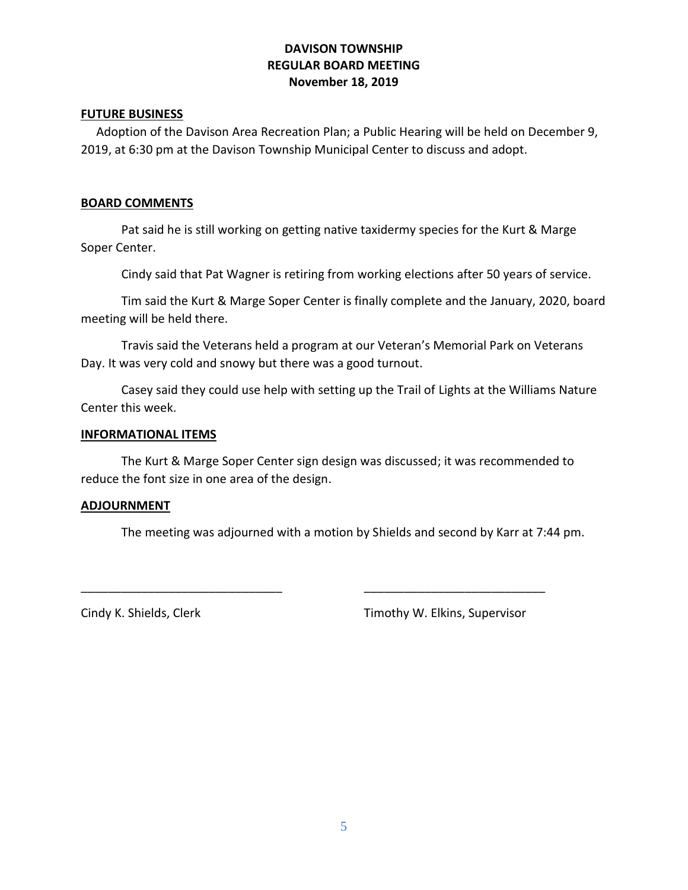**DAVISON TOWNSHIP**
**REGULAR BOARD MEETING**
**November 18, 2019**

## FUTURE BUSINESS

Adoption of the Davison Area Recreation Plan; a Public Hearing will be held on December 9, 2019, at 6:30 pm at the Davison Township Municipal Center to discuss and adopt.

## BOARD COMMENTS

Pat said he is still working on getting native taxidermy species for the Kurt & Marge Soper Center.

Cindy said that Pat Wagner is retiring from working elections after 50 years of service.

Tim said the Kurt & Marge Soper Center is finally complete and the January, 2020, board meeting will be held there.

Travis said the Veterans held a program at our Veteran's Memorial Park on Veterans Day. It was very cold and snowy but there was a good turnout.

Casey said they could use help with setting up the Trail of Lights at the Williams Nature Center this week.

## INFORMATIONAL ITEMS

The Kurt & Marge Soper Center sign design was discussed; it was recommended to reduce the font size in one area of the design.

## ADJOURNMENT

The meeting was adjourned with a motion by Shields and second by Karr at 7:44 pm.

______________________________          ___________________________

Cindy K. Shields, Clerk          Timothy W. Elkins, Supervisor